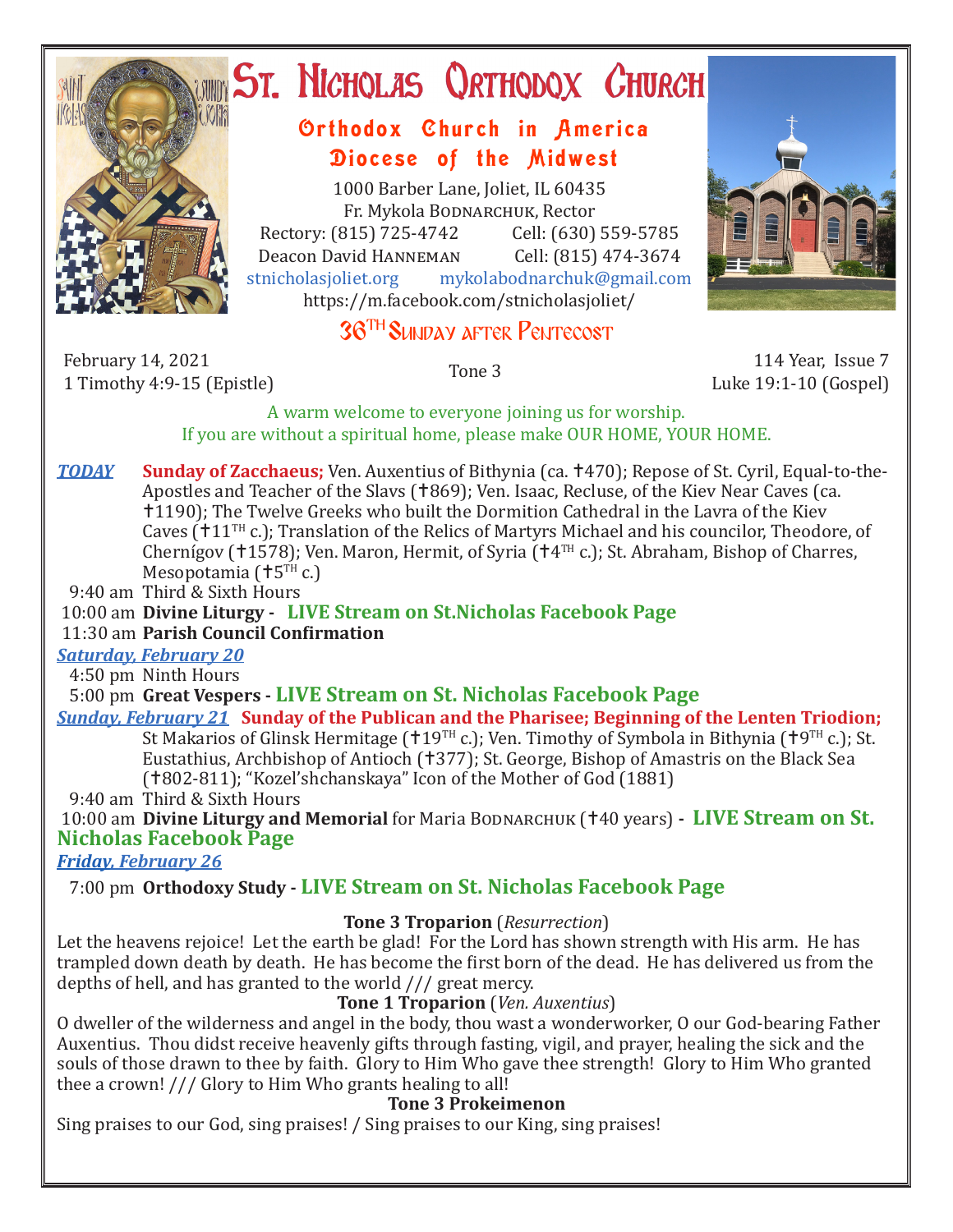# St. Nicholas Orthodox Church

## Orthodox Church in America
## Diocese of the Midwest

1000 Barber Lane, Joliet, IL 60435
Fr. Mykola Bodnarchuk, Rector
Rectory: (815) 725-4742 Cell: (630) 559-5785
Deacon David Hanneman Cell: (815) 474-3674
stnicholasjoliet.org mykolabodnarchuk@gmail.com
https://m.facebook.com/stnicholasjoliet/

## 36TH Sunday after Pentecost

February 14, 2021
1 Timothy 4:9-15 (Epistle)

Tone 3

114 Year, Issue 7
Luke 19:1-10 (Gospel)

A warm welcome to everyone joining us for worship.
If you are without a spiritual home, please make OUR HOME, YOUR HOME.

***TODAY*** **Sunday of Zacchaeus;** Ven. Auxentius of Bithynia (ca. †470); Repose of St. Cyril, Equal-to-the-Apostles and Teacher of the Slavs (†869); Ven. Isaac, Recluse, of the Kiev Near Caves (ca. †1190); The Twelve Greeks who built the Dormition Cathedral in the Lavra of the Kiev Caves (†11TH c.); Translation of the Relics of Martyrs Michael and his councilor, Theodore, of Chernígov (†1578); Ven. Maron, Hermit, of Syria (†4TH c.); St. Abraham, Bishop of Charres, Mesopotamia (†5TH c.)

9:40 am Third & Sixth Hours
10:00 am **Divine Liturgy - LIVE Stream on St.Nicholas Facebook Page**
11:30 am **Parish Council Confirmation**

***Saturday, February 20***

4:50 pm Ninth Hours
5:00 pm **Great Vespers - LIVE Stream on St. Nicholas Facebook Page**

***Sunday, February 21*** **Sunday of the Publican and the Pharisee; Beginning of the Lenten Triodion;** St Makarios of Glinsk Hermitage (†19TH c.); Ven. Timothy of Symbola in Bithynia (†9TH c.); St. Eustathius, Archbishop of Antioch (†377); St. George, Bishop of Amastris on the Black Sea (†802-811); "Kozel'shchanskaya" Icon of the Mother of God (1881)

9:40 am Third & Sixth Hours
10:00 am **Divine Liturgy and Memorial** for Maria Bodnarchuk (†40 years) **- LIVE Stream on St. Nicholas Facebook Page**

***Friday, February 26***

7:00 pm **Orthodoxy Study - LIVE Stream on St. Nicholas Facebook Page**

**Tone 3 Troparion** (*Resurrection*)

Let the heavens rejoice! Let the earth be glad! For the Lord has shown strength with His arm. He has trampled down death by death. He has become the first born of the dead. He has delivered us from the depths of hell, and has granted to the world /// great mercy.

**Tone 1 Troparion** (*Ven. Auxentius*)

O dweller of the wilderness and angel in the body, thou wast a wonderworker, O our God-bearing Father Auxentius. Thou didst receive heavenly gifts through fasting, vigil, and prayer, healing the sick and the souls of those drawn to thee by faith. Glory to Him Who gave thee strength! Glory to Him Who granted thee a crown! /// Glory to Him Who grants healing to all!

**Tone 3 Prokeimenon**

Sing praises to our God, sing praises! / Sing praises to our King, sing praises!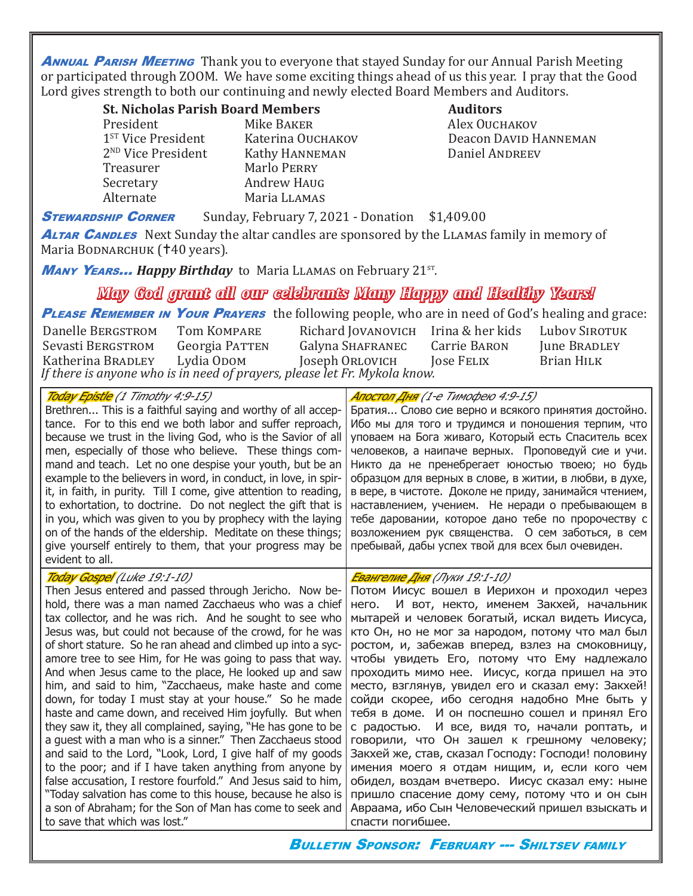**Annual Parish Meeting** Thank you to everyone that stayed Sunday for our Annual Parish Meeting or participated through ZOOM. We have some exciting things ahead of us this year. I pray that the Good Lord gives strength to both our continuing and newly elected Board Members and Auditors.

| St. Nicholas Parish Board Members | | Auditors |
|---|---|---|
| President | Mike Baker | Alex Ouchakov |
| 1ST Vice President | Katerina Ouchakov | Deacon David Hanneman |
| 2ND Vice President | Kathy Hanneman | Daniel Andreev |
| Treasurer | Marlo Perry | |
| Secretary | Andrew Haug | |
| Alternate | Maria Llamas | |

**Stewardship Corner** Sunday, February 7, 2021 - Donation $1,409.00

**Altar Candles** Next Sunday the altar candles are sponsored by the Llamas family in memory of Maria Bodnarchuk (†40 years).

**Many Years...** ***Happy Birthday*** to Maria Llamas on February 21ST.

***May God grant all our celebrants Many Happy and Healthy Years!***

**Please Remember in Your Prayers** the following people, who are in need of God's healing and grace:

| | | | | |
|---|---|---|---|---|
| Danelle Bergstrom | Tom Kompare | Richard Jovanovich | Irina & her kids | Lubov Sirotuk |
| Sevasti Bergstrom | Georgia Patten | Galyna Shafranec | Carrie Baron | June Bradley |
| Katherina Bradley | Lydia Odom | Joseph Orlovich | Jose Felix | Brian Hilk |

*If there is anyone who is in need of prayers, please let Fr. Mykola know.*

*Today Epistle (1 Timothy 4:9-15)*

Brethren... This is a faithful saying and worthy of all acceptance. For to this end we both labor and suffer reproach, because we trust in the living God, who is the Savior of all men, especially of those who believe. These things command and teach. Let no one despise your youth, but be an example to the believers in word, in conduct, in love, in spirit, in faith, in purity. Till I come, give attention to reading, to exhortation, to doctrine. Do not neglect the gift that is in you, which was given to you by prophecy with the laying on of the hands of the eldership. Meditate on these things; give yourself entirely to them, that your progress may be evident to all.

*Апостол Дня (1-е Тимофею 4:9-15)*

Братия... Слово сие верно и всякого принятия достойно. Ибо мы для того и трудимся и поношения терпим, что уповаем на Бога живаго, Который есть Спаситель всех человеков, а наипаче верных. Проповедуй сие и учи. Никто да не пренебрегает юностью твоею; но будь образцом для верных в слове, в житии, в любви, в духе, в вере, в чистоте. Доколе не приду, занимайся чтением, наставлением, учением. Не неради о пребывающем в тебе даровании, которое дано тебе по пророчеству с возложением рук священства. О сем заботься, в сем пребывай, дабы успех твой для всех был очевиден.

*Today Gospel (Luke 19:1-10)*

Then Jesus entered and passed through Jericho. Now behold, there was a man named Zacchaeus who was a chief tax collector, and he was rich. And he sought to see who Jesus was, but could not because of the crowd, for he was of short stature. So he ran ahead and climbed up into a sycamore tree to see Him, for He was going to pass that way. And when Jesus came to the place, He looked up and saw him, and said to him, "Zacchaeus, make haste and come down, for today I must stay at your house." So he made haste and came down, and received Him joyfully. But when they saw it, they all complained, saying, "He has gone to be a guest with a man who is a sinner." Then Zacchaeus stood and said to the Lord, "Look, Lord, I give half of my goods to the poor; and if I have taken anything from anyone by false accusation, I restore fourfold." And Jesus said to him, "Today salvation has come to this house, because he also is a son of Abraham; for the Son of Man has come to seek and to save that which was lost."

*Евангелие Дня (Луки 19:1-10)*

Потом Иисус вошел в Иерихон и проходил через него. И вот, некто, именем Закхей, начальник мытарей и человек богатый, искал видеть Иисуса, кто Он, но не мог за народом, потому что мал был ростом, и, забежав вперед, взлез на смоковницу, чтобы увидеть Его, потому что Ему надлежало проходить мимо нее. Иисус, когда пришел на это место, взглянув, увидел его и сказал ему: Закхей! сойди скорее, ибо сегодня надобно Мне быть у тебя в доме. И он поспешно сошел и принял Его с радостью. И все, видя то, начали роптать, и говорили, что Он зашел к грешному человеку; Закхей же, став, сказал Господу: Господи! половину имения моего я отдам нищим, и, если кого чем обидел, воздам вчетверо. Иисус сказал ему: ныне пришло спасение дому сему, потому что и он сын Авраама, ибо Сын Человеческий пришел взыскать и спасти погибшее.

**Bulletin Sponsor: February --- Shiltsev family**